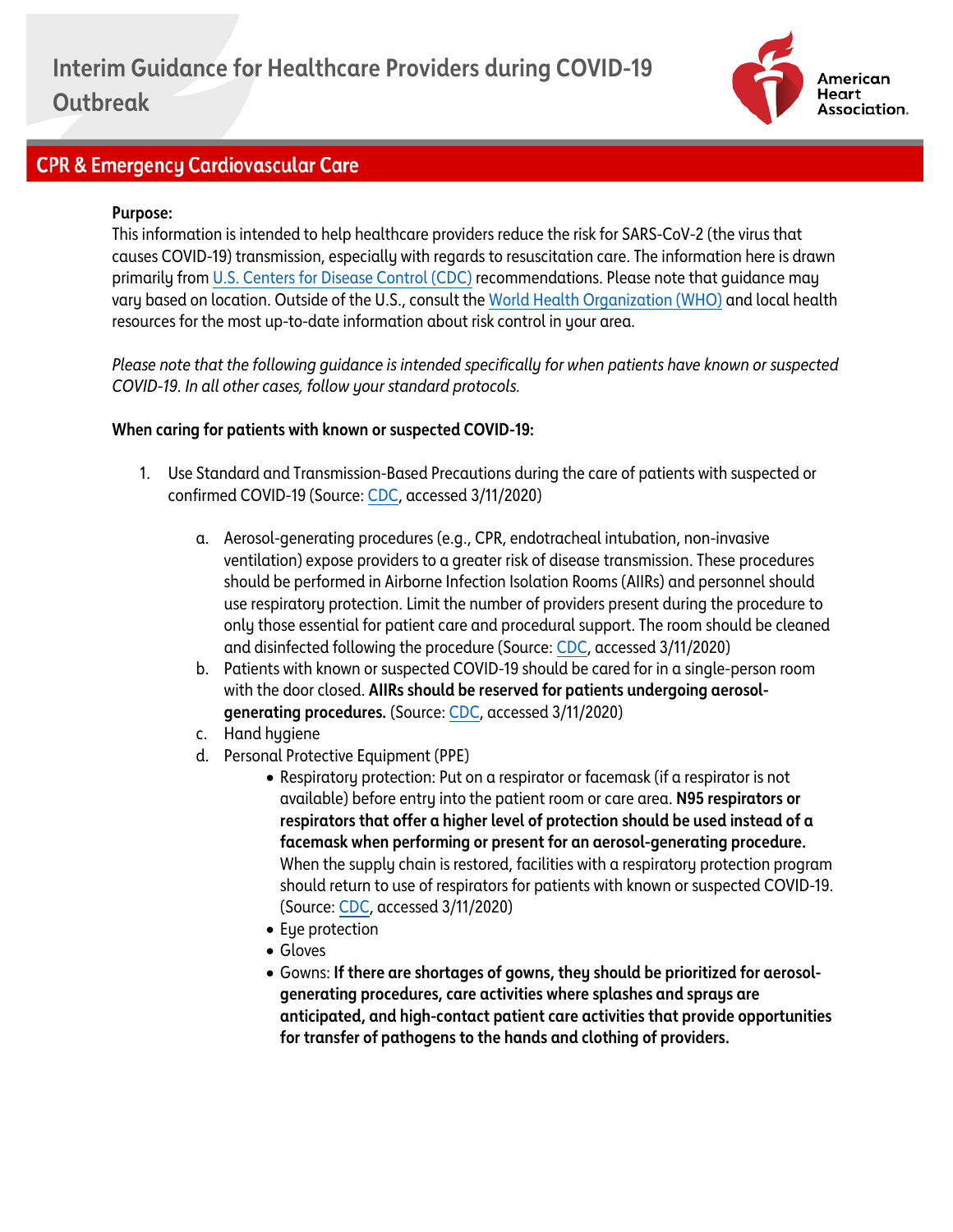# Interim Guidance for Healthcare Providers during COVID-19 Outbreak

American Heart Association.

## CPR & Emergency Cardiovascular Care

**Purpose:**
This information is intended to help healthcare providers reduce the risk for SARS-CoV-2 (the virus that causes COVID-19) transmission, especially with regards to resuscitation care. The information here is drawn primarily from U.S. Centers for Disease Control (CDC) recommendations. Please note that guidance may vary based on location. Outside of the U.S., consult the World Health Organization (WHO) and local health resources for the most up-to-date information about risk control in your area.

*Please note that the following guidance is intended specifically for when patients have known or suspected COVID-19. In all other cases, follow your standard protocols.*

**When caring for patients with known or suspected COVID-19:**

1. Use Standard and Transmission-Based Precautions during the care of patients with suspected or confirmed COVID-19 (Source: CDC, accessed 3/11/2020)

   a. Aerosol-generating procedures (e.g., CPR, endotracheal intubation, non-invasive ventilation) expose providers to a greater risk of disease transmission. These procedures should be performed in Airborne Infection Isolation Rooms (AIIRs) and personnel should use respiratory protection. Limit the number of providers present during the procedure to only those essential for patient care and procedural support. The room should be cleaned and disinfected following the procedure (Source: CDC, accessed 3/11/2020)

   b. Patients with known or suspected COVID-19 should be cared for in a single-person room with the door closed. **AIIRs should be reserved for patients undergoing aerosol-generating procedures.** (Source: CDC, accessed 3/11/2020)

   c. Hand hygiene

   d. Personal Protective Equipment (PPE)
      - Respiratory protection: Put on a respirator or facemask (if a respirator is not available) before entry into the patient room or care area. **N95 respirators or respirators that offer a higher level of protection should be used instead of a facemask when performing or present for an aerosol-generating procedure.** When the supply chain is restored, facilities with a respiratory protection program should return to use of respirators for patients with known or suspected COVID-19. (Source: CDC, accessed 3/11/2020)
      - Eye protection
      - Gloves
      - Gowns: **If there are shortages of gowns, they should be prioritized for aerosol-generating procedures, care activities where splashes and sprays are anticipated, and high-contact patient care activities that provide opportunities for transfer of pathogens to the hands and clothing of providers.**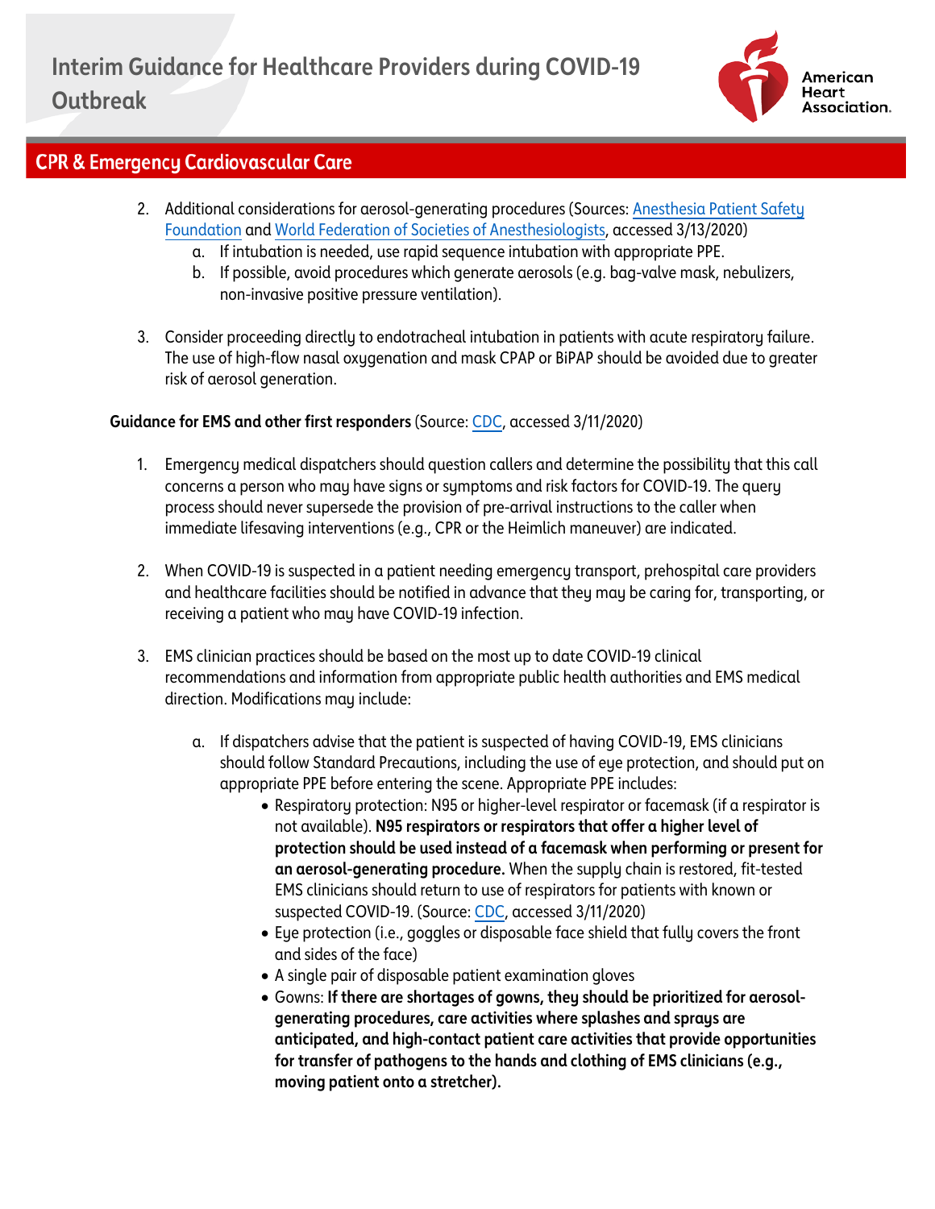2. Additional considerations for aerosol-generating procedures (Sources: Anesthesia Patient Safety Foundation and World Federation of Societies of Anesthesiologists, accessed 3/13/2020)
   a. If intubation is needed, use rapid sequence intubation with appropriate PPE.
   b. If possible, avoid procedures which generate aerosols (e.g. bag-valve mask, nebulizers, non-invasive positive pressure ventilation).

3. Consider proceeding directly to endotracheal intubation in patients with acute respiratory failure. The use of high-flow nasal oxygenation and mask CPAP or BiPAP should be avoided due to greater risk of aerosol generation.

**Guidance for EMS and other first responders** (Source: CDC, accessed 3/11/2020)

1. Emergency medical dispatchers should question callers and determine the possibility that this call concerns a person who may have signs or symptoms and risk factors for COVID-19. The query process should never supersede the provision of pre-arrival instructions to the caller when immediate lifesaving interventions (e.g., CPR or the Heimlich maneuver) are indicated.

2. When COVID-19 is suspected in a patient needing emergency transport, prehospital care providers and healthcare facilities should be notified in advance that they may be caring for, transporting, or receiving a patient who may have COVID-19 infection.

3. EMS clinician practices should be based on the most up to date COVID-19 clinical recommendations and information from appropriate public health authorities and EMS medical direction. Modifications may include:

   a. If dispatchers advise that the patient is suspected of having COVID-19, EMS clinicians should follow Standard Precautions, including the use of eye protection, and should put on appropriate PPE before entering the scene. Appropriate PPE includes:
      - Respiratory protection: N95 or higher-level respirator or facemask (if a respirator is not available). **N95 respirators or respirators that offer a higher level of protection should be used instead of a facemask when performing or present for an aerosol-generating procedure.** When the supply chain is restored, fit-tested EMS clinicians should return to use of respirators for patients with known or suspected COVID-19. (Source: CDC, accessed 3/11/2020)
      - Eye protection (i.e., goggles or disposable face shield that fully covers the front and sides of the face)
      - A single pair of disposable patient examination gloves
      - Gowns: **If there are shortages of gowns, they should be prioritized for aerosol-generating procedures, care activities where splashes and sprays are anticipated, and high-contact patient care activities that provide opportunities for transfer of pathogens to the hands and clothing of EMS clinicians (e.g., moving patient onto a stretcher).**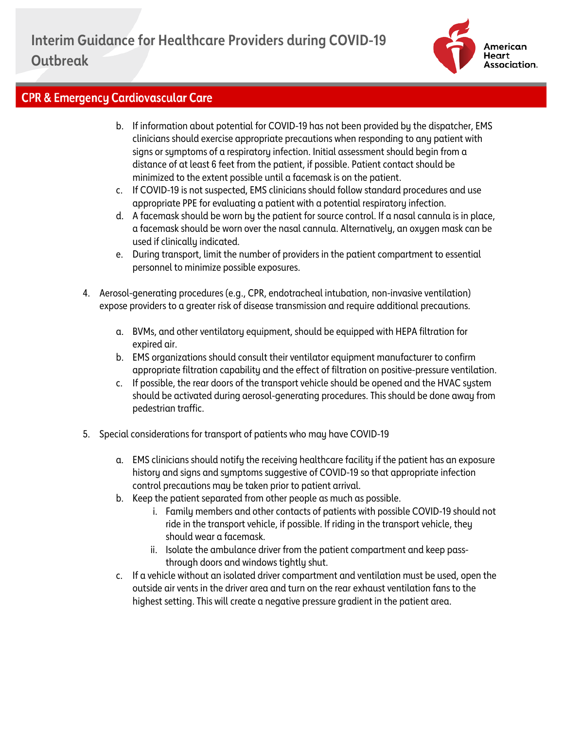b. If information about potential for COVID-19 has not been provided by the dispatcher, EMS clinicians should exercise appropriate precautions when responding to any patient with signs or symptoms of a respiratory infection. Initial assessment should begin from a distance of at least 6 feet from the patient, if possible. Patient contact should be minimized to the extent possible until a facemask is on the patient.

c. If COVID-19 is not suspected, EMS clinicians should follow standard procedures and use appropriate PPE for evaluating a patient with a potential respiratory infection.

d. A facemask should be worn by the patient for source control. If a nasal cannula is in place, a facemask should be worn over the nasal cannula. Alternatively, an oxygen mask can be used if clinically indicated.

e. During transport, limit the number of providers in the patient compartment to essential personnel to minimize possible exposures.

4. Aerosol-generating procedures (e.g., CPR, endotracheal intubation, non-invasive ventilation) expose providers to a greater risk of disease transmission and require additional precautions.

   a. BVMs, and other ventilatory equipment, should be equipped with HEPA filtration for expired air.
   b. EMS organizations should consult their ventilator equipment manufacturer to confirm appropriate filtration capability and the effect of filtration on positive-pressure ventilation.
   c. If possible, the rear doors of the transport vehicle should be opened and the HVAC system should be activated during aerosol-generating procedures. This should be done away from pedestrian traffic.

5. Special considerations for transport of patients who may have COVID-19

   a. EMS clinicians should notify the receiving healthcare facility if the patient has an exposure history and signs and symptoms suggestive of COVID-19 so that appropriate infection control precautions may be taken prior to patient arrival.
   b. Keep the patient separated from other people as much as possible.
      i. Family members and other contacts of patients with possible COVID-19 should not ride in the transport vehicle, if possible. If riding in the transport vehicle, they should wear a facemask.
      ii. Isolate the ambulance driver from the patient compartment and keep pass-through doors and windows tightly shut.
   c. If a vehicle without an isolated driver compartment and ventilation must be used, open the outside air vents in the driver area and turn on the rear exhaust ventilation fans to the highest setting. This will create a negative pressure gradient in the patient area.